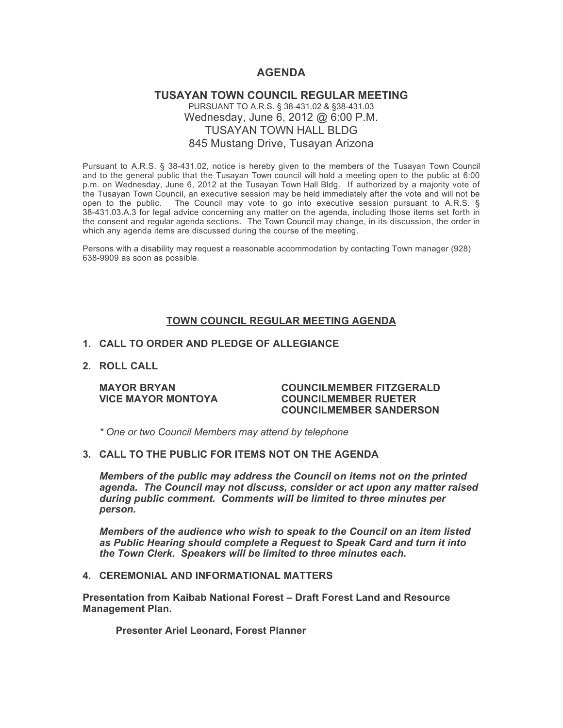# AGENDA

## TUSAYAN TOWN COUNCIL REGULAR MEETING

PURSUANT TO A.R.S. § 38-431.02 & §38-431.03
Wednesday, June 6, 2012 @ 6:00 P.M.
TUSAYAN TOWN HALL BLDG
845 Mustang Drive, Tusayan Arizona

Pursuant to A.R.S. § 38-431.02, notice is hereby given to the members of the Tusayan Town Council and to the general public that the Tusayan Town council will hold a meeting open to the public at 6:00 p.m. on Wednesday, June 6, 2012 at the Tusayan Town Hall Bldg. If authorized by a majority vote of the Tusayan Town Council, an executive session may be held immediately after the vote and will not be open to the public. The Council may vote to go into executive session pursuant to A.R.S. § 38-431.03.A.3 for legal advice concerning any matter on the agenda, including those items set forth in the consent and regular agenda sections. The Town Council may change, in its discussion, the order in which any agenda items are discussed during the course of the meeting.

Persons with a disability may request a reasonable accommodation by contacting Town manager (928) 638-9909 as soon as possible.

## TOWN COUNCIL REGULAR MEETING AGENDA

**1. CALL TO ORDER AND PLEDGE OF ALLEGIANCE**

**2. ROLL CALL**

**MAYOR BRYAN**
**VICE MAYOR MONTOYA**
**COUNCILMEMBER FITZGERALD**
**COUNCILMEMBER RUETER**
**COUNCILMEMBER SANDERSON**

*\* One or two Council Members may attend by telephone*

**3. CALL TO THE PUBLIC FOR ITEMS NOT ON THE AGENDA**

***Members of the public may address the Council on items not on the printed agenda. The Council may not discuss, consider or act upon any matter raised during public comment. Comments will be limited to three minutes per person.***

***Members of the audience who wish to speak to the Council on an item listed as Public Hearing should complete a Request to Speak Card and turn it into the Town Clerk. Speakers will be limited to three minutes each.***

**4. CEREMONIAL AND INFORMATIONAL MATTERS**

**Presentation from Kaibab National Forest – Draft Forest Land and Resource Management Plan.**

**Presenter Ariel Leonard, Forest Planner**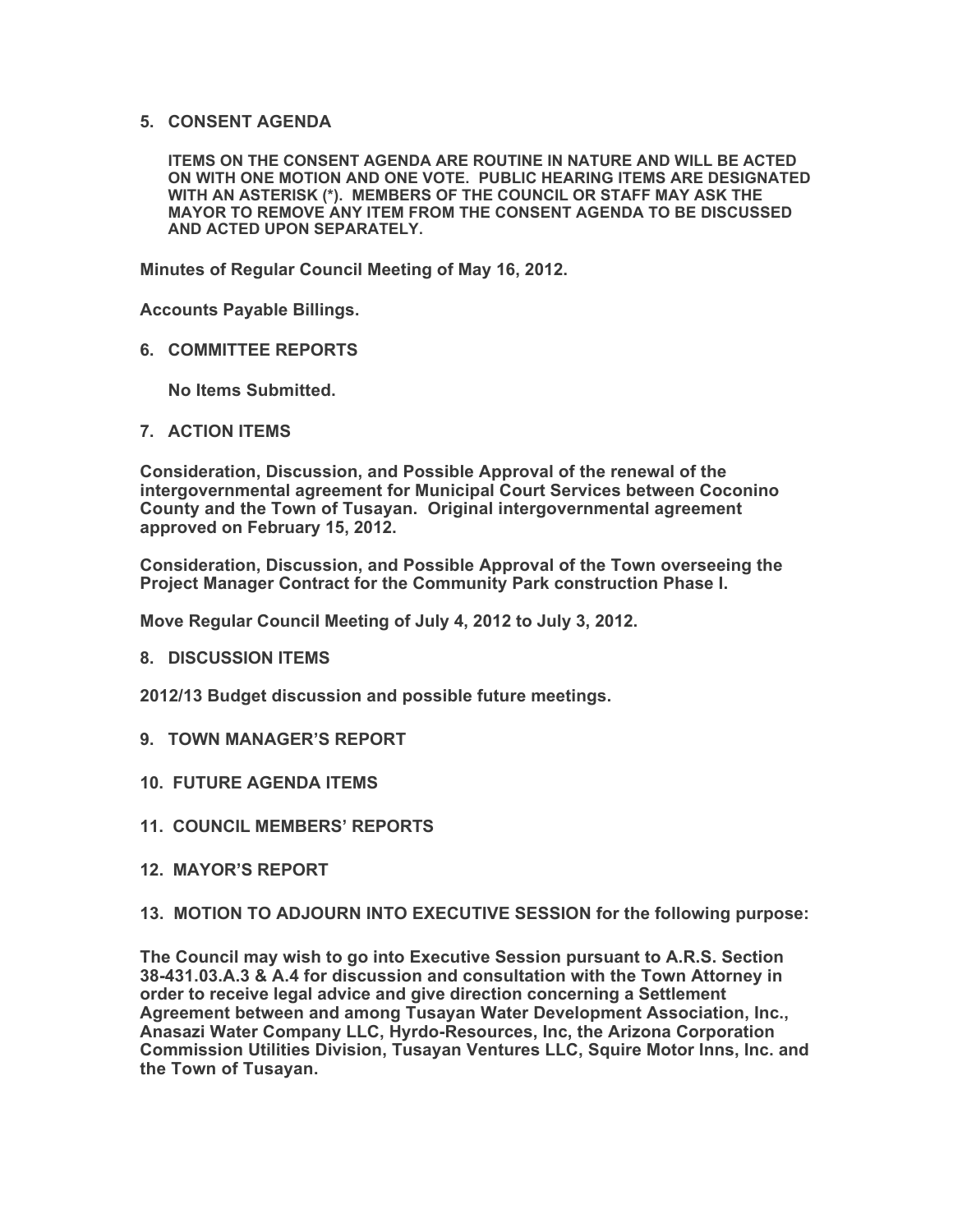**5. CONSENT AGENDA**

**ITEMS ON THE CONSENT AGENDA ARE ROUTINE IN NATURE AND WILL BE ACTED ON WITH ONE MOTION AND ONE VOTE. PUBLIC HEARING ITEMS ARE DESIGNATED WITH AN ASTERISK (*). MEMBERS OF THE COUNCIL OR STAFF MAY ASK THE MAYOR TO REMOVE ANY ITEM FROM THE CONSENT AGENDA TO BE DISCUSSED AND ACTED UPON SEPARATELY.**

**Minutes of Regular Council Meeting of May 16, 2012.**

**Accounts Payable Billings.**

**6. COMMITTEE REPORTS**

**No Items Submitted.**

**7. ACTION ITEMS**

**Consideration, Discussion, and Possible Approval of the renewal of the intergovernmental agreement for Municipal Court Services between Coconino County and the Town of Tusayan. Original intergovernmental agreement approved on February 15, 2012.**

**Consideration, Discussion, and Possible Approval of the Town overseeing the Project Manager Contract for the Community Park construction Phase I.**

**Move Regular Council Meeting of July 4, 2012 to July 3, 2012.**

**8. DISCUSSION ITEMS**

**2012/13 Budget discussion and possible future meetings.**

**9. TOWN MANAGER'S REPORT**

**10. FUTURE AGENDA ITEMS**

**11. COUNCIL MEMBERS' REPORTS**

**12. MAYOR'S REPORT**

**13. MOTION TO ADJOURN INTO EXECUTIVE SESSION for the following purpose:**

**The Council may wish to go into Executive Session pursuant to A.R.S. Section 38-431.03.A.3 & A.4 for discussion and consultation with the Town Attorney in order to receive legal advice and give direction concerning a Settlement Agreement between and among Tusayan Water Development Association, Inc., Anasazi Water Company LLC, Hyrdo-Resources, Inc, the Arizona Corporation Commission Utilities Division, Tusayan Ventures LLC, Squire Motor Inns, Inc. and the Town of Tusayan.**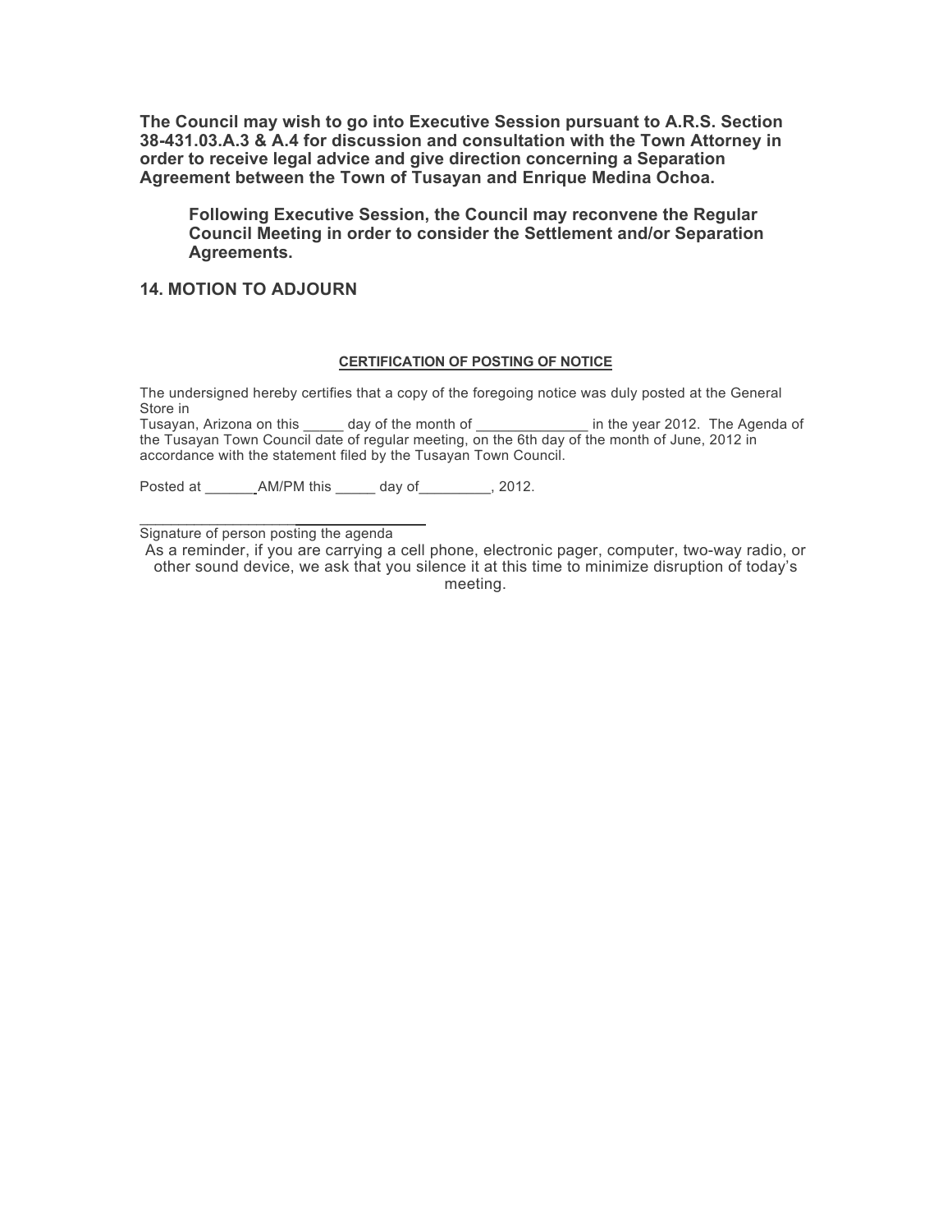**The Council may wish to go into Executive Session pursuant to A.R.S. Section 38-431.03.A.3 & A.4 for discussion and consultation with the Town Attorney in order to receive legal advice and give direction concerning a Separation Agreement between the Town of Tusayan and Enrique Medina Ochoa.**

> **Following Executive Session, the Council may reconvene the Regular Council Meeting in order to consider the Settlement and/or Separation Agreements.**

## 14. MOTION TO ADJOURN

### CERTIFICATION OF POSTING OF NOTICE

The undersigned hereby certifies that a copy of the foregoing notice was duly posted at the General Store in
Tusayan, Arizona on this _____ day of the month of ______________ in the year 2012. The Agenda of the Tusayan Town Council date of regular meeting, on the 6th day of the month of June, 2012 in accordance with the statement filed by the Tusayan Town Council.

Posted at _______AM/PM this _____ day of_________, 2012.

___________________________________
Signature of person posting the agenda

As a reminder, if you are carrying a cell phone, electronic pager, computer, two-way radio, or other sound device, we ask that you silence it at this time to minimize disruption of today's meeting.